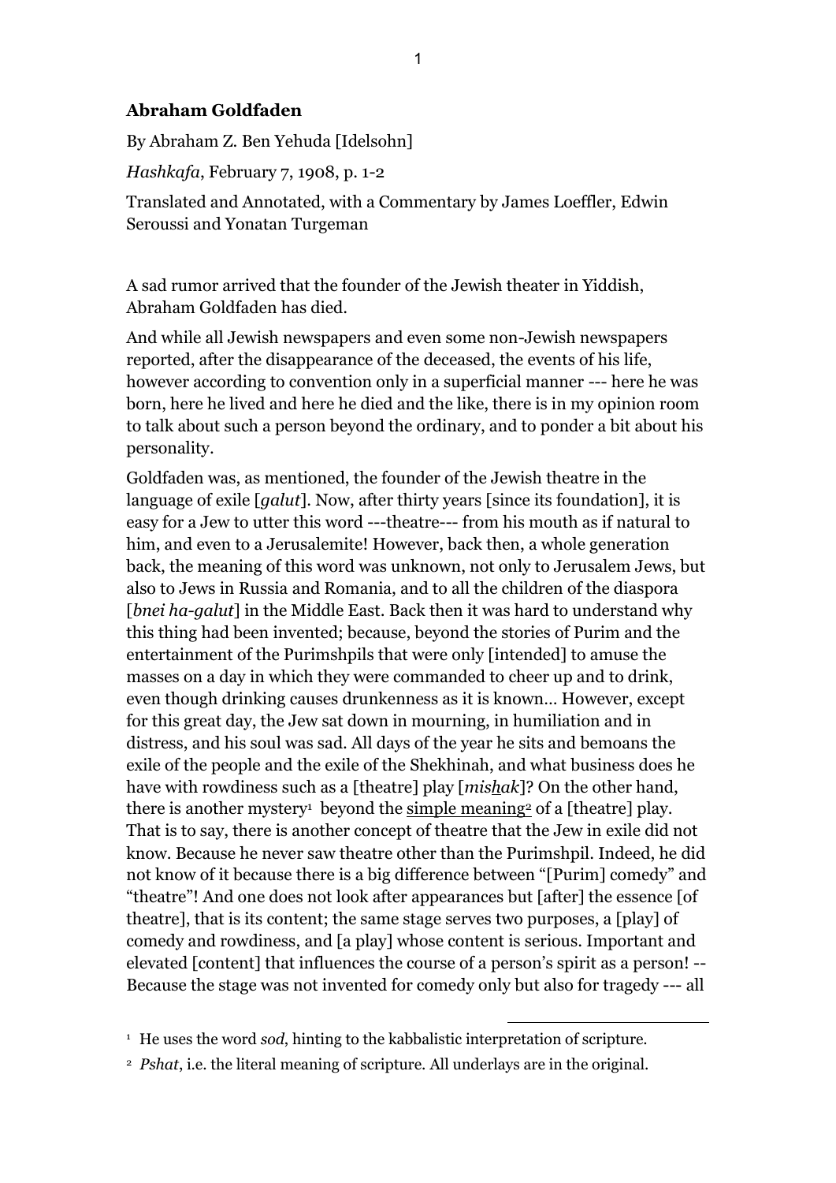**Abraham Goldfaden**

By Abraham Z. Ben Yehuda [Idelsohn]

*Hashkafa*, February 7, 1908, p. 1-2

Translated and Annotated, with a Commentary by James Loeffler, Edwin Seroussi and Yonatan Turgeman

A sad rumor arrived that the founder of the Jewish theater in Yiddish, Abraham Goldfaden has died.

And while all Jewish newspapers and even some non-Jewish newspapers reported, after the disappearance of the deceased, the events of his life, however according to convention only in a superficial manner --- here he was born, here he lived and here he died and the like, there is in my opinion room to talk about such a person beyond the ordinary, and to ponder a bit about his personality.

Goldfaden was, as mentioned, the founder of the Jewish theatre in the language of exile [*galut*]. Now, after thirty years [since its foundation], it is easy for a Jew to utter this word ---theatre--- from his mouth as if natural to him, and even to a Jerusalemite! However, back then, a whole generation back, the meaning of this word was unknown, not only to Jerusalem Jews, but also to Jews in Russia and Romania, and to all the children of the diaspora [*bnei ha-galut*] in the Middle East. Back then it was hard to understand why this thing had been invented; because, beyond the stories of Purim and the entertainment of the Purimshpils that were only [intended] to amuse the masses on a day in which they were commanded to cheer up and to drink, even though drinking causes drunkenness as it is known… However, except for this great day, the Jew sat down in mourning, in humiliation and in distress, and his soul was sad. All days of the year he sits and bemoans the exile of the people and the exile of the Shekhinah, and what business does he have with rowdiness such as a [theatre] play [*mis<u>h</u>ak*]? On the other hand, there is another mystery[1] beyond the <u>simple meaning</u>[2] of a [theatre] play. That is to say, there is another concept of theatre that the Jew in exile did not know. Because he never saw theatre other than the Purimshpil. Indeed, he did not know of it because there is a big difference between "[Purim] comedy" and "theatre"! And one does not look after appearances but [after] the essence [of theatre], that is its content; the same stage serves two purposes, a [play] of comedy and rowdiness, and [a play] whose content is serious. Important and elevated [content] that influences the course of a person's spirit as a person! -- Because the stage was not invented for comedy only but also for tragedy --- all

[1] He uses the word *sod*, hinting to the kabbalistic interpretation of scripture.

[2] *Pshat*, i.e. the literal meaning of scripture. All underlays are in the original.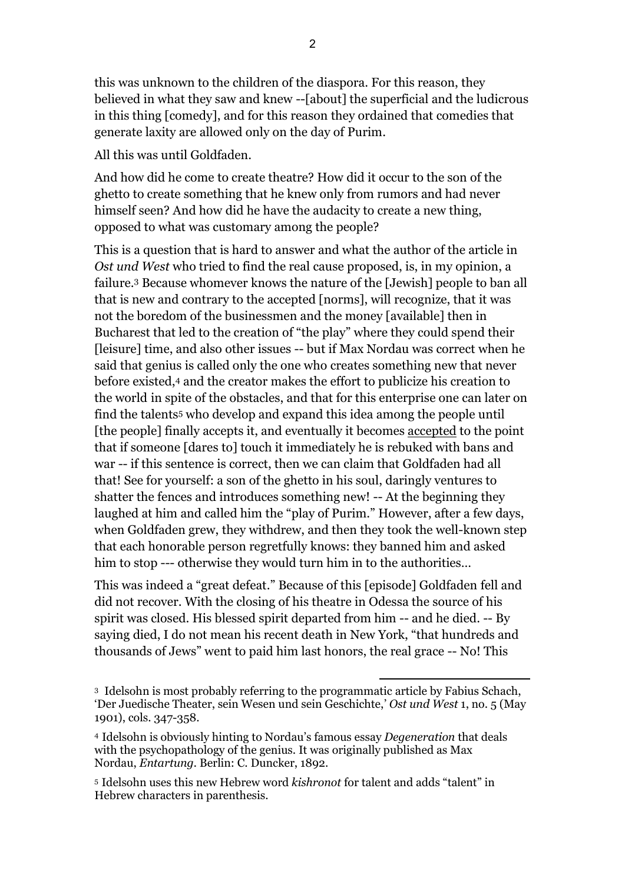this was unknown to the children of the diaspora. For this reason, they believed in what they saw and knew --[about] the superficial and the ludicrous in this thing [comedy], and for this reason they ordained that comedies that generate laxity are allowed only on the day of Purim.

All this was until Goldfaden.

And how did he come to create theatre? How did it occur to the son of the ghetto to create something that he knew only from rumors and had never himself seen? And how did he have the audacity to create a new thing, opposed to what was customary among the people?

This is a question that is hard to answer and what the author of the article in *Ost und West* who tried to find the real cause proposed, is, in my opinion, a failure.[3] Because whomever knows the nature of the [Jewish] people to ban all that is new and contrary to the accepted [norms], will recognize, that it was not the boredom of the businessmen and the money [available] then in Bucharest that led to the creation of "the play" where they could spend their [leisure] time, and also other issues -- but if Max Nordau was correct when he said that genius is called only the one who creates something new that never before existed,[4] and the creator makes the effort to publicize his creation to the world in spite of the obstacles, and that for this enterprise one can later on find the talents[5] who develop and expand this idea among the people until [the people] finally accepts it, and eventually it becomes <u>accepted</u> to the point that if someone [dares to] touch it immediately he is rebuked with bans and war -- if this sentence is correct, then we can claim that Goldfaden had all that! See for yourself: a son of the ghetto in his soul, daringly ventures to shatter the fences and introduces something new! -- At the beginning they laughed at him and called him the "play of Purim." However, after a few days, when Goldfaden grew, they withdrew, and then they took the well-known step that each honorable person regretfully knows: they banned him and asked him to stop --- otherwise they would turn him in to the authorities…

This was indeed a "great defeat." Because of this [episode] Goldfaden fell and did not recover. With the closing of his theatre in Odessa the source of his spirit was closed. His blessed spirit departed from him -- and he died. -- By saying died, I do not mean his recent death in New York, "that hundreds and thousands of Jews" went to paid him last honors, the real grace -- No! This

---

[3] Idelsohn is most probably referring to the programmatic article by Fabius Schach, 'Der Juedische Theater, sein Wesen und sein Geschichte,' *Ost und West* 1, no. 5 (May 1901), cols. 347-358.

[4] Idelsohn is obviously hinting to Nordau's famous essay *Degeneration* that deals with the psychopathology of the genius. It was originally published as Max Nordau, *Entartung*. Berlin: C. Duncker, 1892.

[5] Idelsohn uses this new Hebrew word *kishronot* for talent and adds "talent" in Hebrew characters in parenthesis.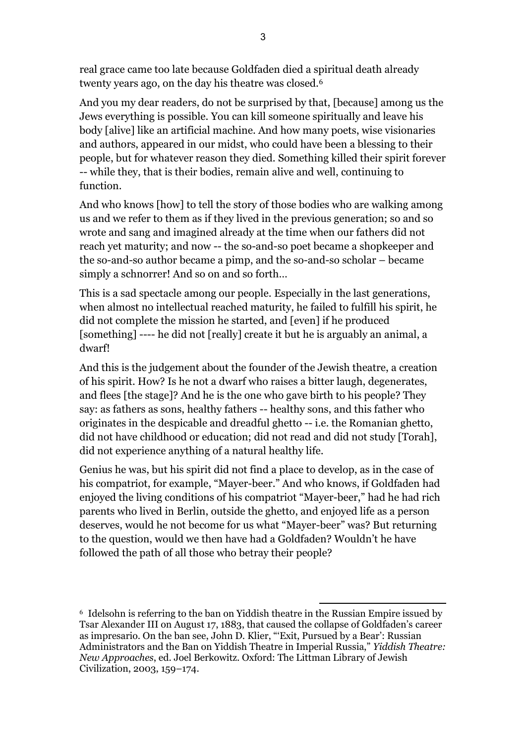real grace came too late because Goldfaden died a spiritual death already twenty years ago, on the day his theatre was closed.[6]

And you my dear readers, do not be surprised by that, [because] among us the Jews everything is possible. You can kill someone spiritually and leave his body [alive] like an artificial machine. And how many poets, wise visionaries and authors, appeared in our midst, who could have been a blessing to their people, but for whatever reason they died. Something killed their spirit forever -- while they, that is their bodies, remain alive and well, continuing to function.

And who knows [how] to tell the story of those bodies who are walking among us and we refer to them as if they lived in the previous generation; so and so wrote and sang and imagined already at the time when our fathers did not reach yet maturity; and now -- the so-and-so poet became a shopkeeper and the so-and-so author became a pimp, and the so-and-so scholar – became simply a schnorrer! And so on and so forth…

This is a sad spectacle among our people. Especially in the last generations, when almost no intellectual reached maturity, he failed to fulfill his spirit, he did not complete the mission he started, and [even] if he produced [something] ---- he did not [really] create it but he is arguably an animal, a dwarf!

And this is the judgement about the founder of the Jewish theatre, a creation of his spirit. How? Is he not a dwarf who raises a bitter laugh, degenerates, and flees [the stage]? And he is the one who gave birth to his people? They say: as fathers as sons, healthy fathers -- healthy sons, and this father who originates in the despicable and dreadful ghetto -- i.e. the Romanian ghetto, did not have childhood or education; did not read and did not study [Torah], did not experience anything of a natural healthy life.

Genius he was, but his spirit did not find a place to develop, as in the case of his compatriot, for example, "Mayer-beer." And who knows, if Goldfaden had enjoyed the living conditions of his compatriot "Mayer-beer," had he had rich parents who lived in Berlin, outside the ghetto, and enjoyed life as a person deserves, would he not become for us what "Mayer-beer" was? But returning to the question, would we then have had a Goldfaden? Wouldn't he have followed the path of all those who betray their people?

---

[6] Idelsohn is referring to the ban on Yiddish theatre in the Russian Empire issued by Tsar Alexander III on August 17, 1883, that caused the collapse of Goldfaden's career as impresario. On the ban see, John D. Klier, "'Exit, Pursued by a Bear': Russian Administrators and the Ban on Yiddish Theatre in Imperial Russia," *Yiddish Theatre: New Approaches*, ed. Joel Berkowitz. Oxford: The Littman Library of Jewish Civilization, 2003, 159–174.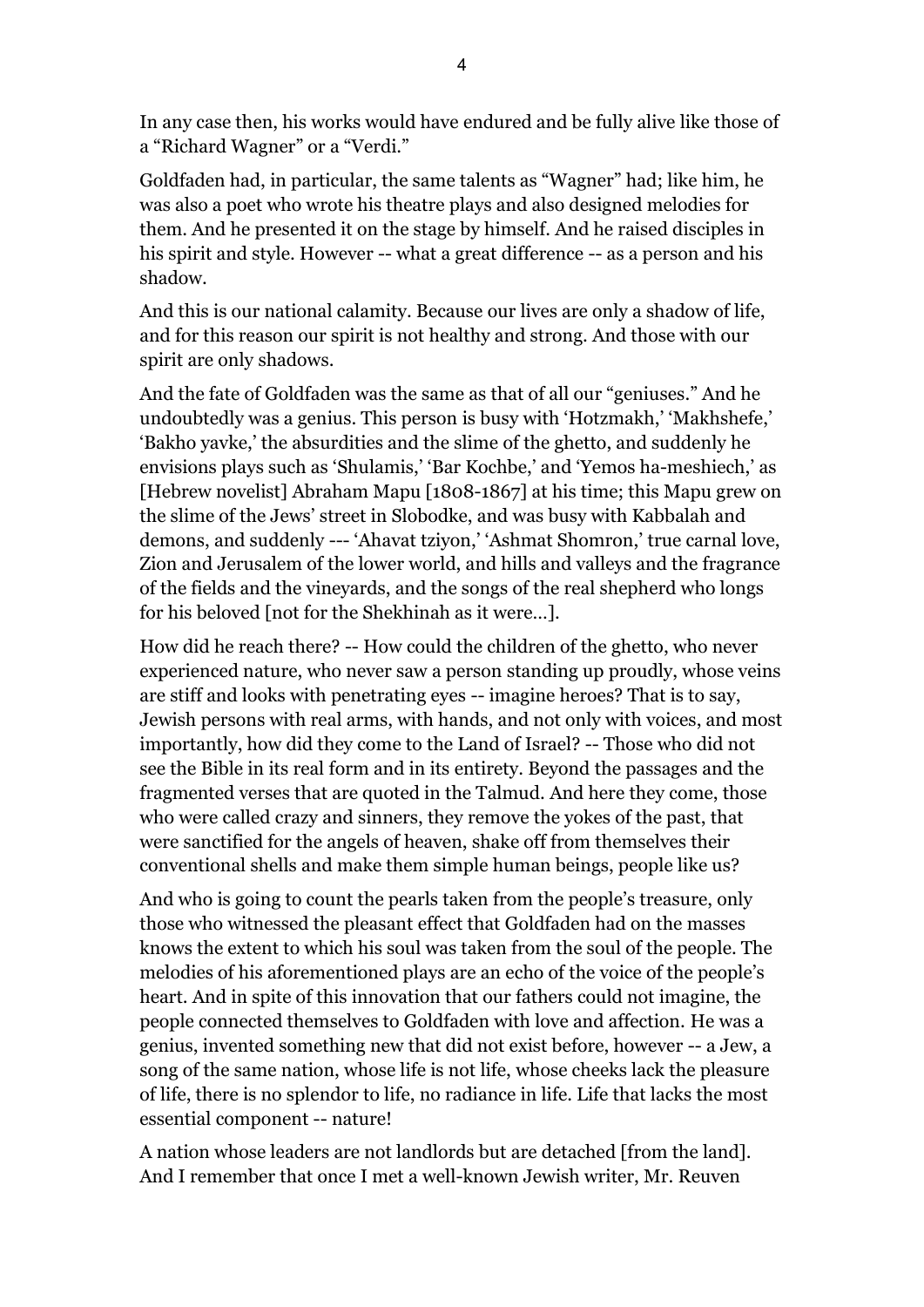In any case then, his works would have endured and be fully alive like those of a "Richard Wagner" or a "Verdi."

Goldfaden had, in particular, the same talents as "Wagner" had; like him, he was also a poet who wrote his theatre plays and also designed melodies for them. And he presented it on the stage by himself. And he raised disciples in his spirit and style. However -- what a great difference -- as a person and his shadow.

And this is our national calamity. Because our lives are only a shadow of life, and for this reason our spirit is not healthy and strong. And those with our spirit are only shadows.

And the fate of Goldfaden was the same as that of all our "geniuses." And he undoubtedly was a genius. This person is busy with 'Hotzmakh,' 'Makhshefe,' 'Bakho yavke,' the absurdities and the slime of the ghetto, and suddenly he envisions plays such as 'Shulamis,' 'Bar Kochbe,' and 'Yemos ha-meshiech,' as [Hebrew novelist] Abraham Mapu [1808-1867] at his time; this Mapu grew on the slime of the Jews' street in Slobodke, and was busy with Kabbalah and demons, and suddenly --- 'Ahavat tziyon,' 'Ashmat Shomron,' true carnal love, Zion and Jerusalem of the lower world, and hills and valleys and the fragrance of the fields and the vineyards, and the songs of the real shepherd who longs for his beloved [not for the Shekhinah as it were...].

How did he reach there? -- How could the children of the ghetto, who never experienced nature, who never saw a person standing up proudly, whose veins are stiff and looks with penetrating eyes -- imagine heroes? That is to say, Jewish persons with real arms, with hands, and not only with voices, and most importantly, how did they come to the Land of Israel? -- Those who did not see the Bible in its real form and in its entirety. Beyond the passages and the fragmented verses that are quoted in the Talmud. And here they come, those who were called crazy and sinners, they remove the yokes of the past, that were sanctified for the angels of heaven, shake off from themselves their conventional shells and make them simple human beings, people like us?

And who is going to count the pearls taken from the people's treasure, only those who witnessed the pleasant effect that Goldfaden had on the masses knows the extent to which his soul was taken from the soul of the people. The melodies of his aforementioned plays are an echo of the voice of the people's heart. And in spite of this innovation that our fathers could not imagine, the people connected themselves to Goldfaden with love and affection. He was a genius, invented something new that did not exist before, however -- a Jew, a song of the same nation, whose life is not life, whose cheeks lack the pleasure of life, there is no splendor to life, no radiance in life. Life that lacks the most essential component -- nature!

A nation whose leaders are not landlords but are detached [from the land]. And I remember that once I met a well-known Jewish writer, Mr. Reuven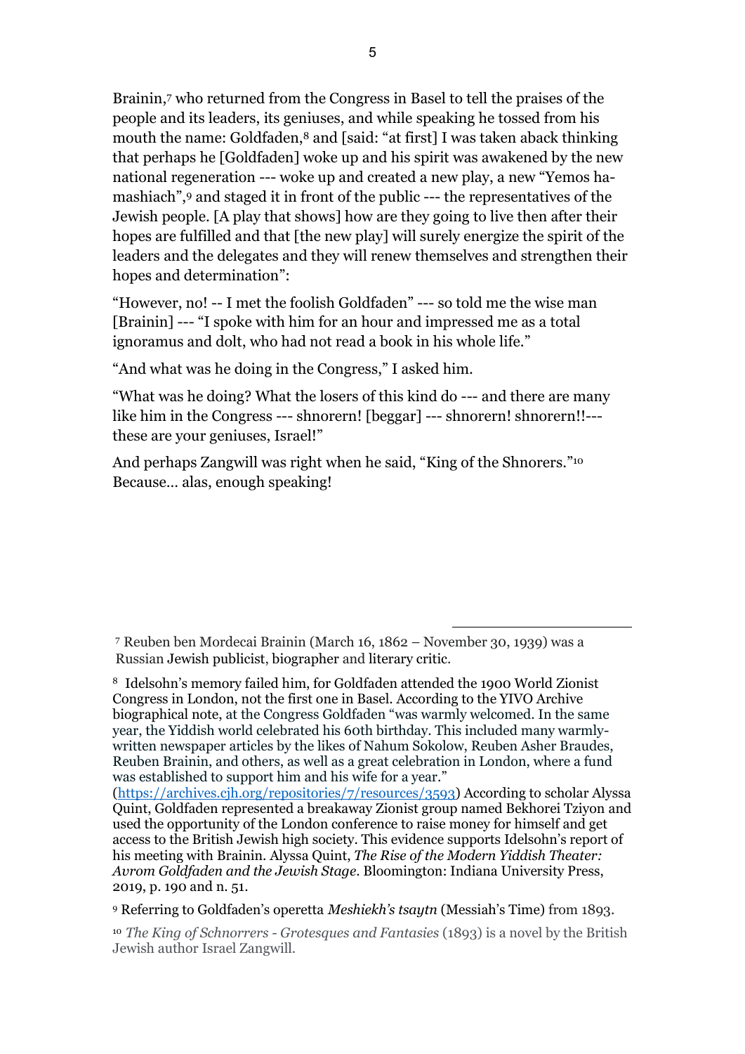Brainin,[7] who returned from the Congress in Basel to tell the praises of the people and its leaders, its geniuses, and while speaking he tossed from his mouth the name: Goldfaden,[8] and [said: "at first] I was taken aback thinking that perhaps he [Goldfaden] woke up and his spirit was awakened by the new national regeneration --- woke up and created a new play, a new "Yemos ha-mashiach",[9] and staged it in front of the public --- the representatives of the Jewish people. [A play that shows] how are they going to live then after their hopes are fulfilled and that [the new play] will surely energize the spirit of the leaders and the delegates and they will renew themselves and strengthen their hopes and determination":

"However, no! -- I met the foolish Goldfaden" --- so told me the wise man [Brainin] --- "I spoke with him for an hour and impressed me as a total ignoramus and dolt, who had not read a book in his whole life."

"And what was he doing in the Congress," I asked him.

"What was he doing? What the losers of this kind do --- and there are many like him in the Congress --- shnorern! [beggar] --- shnorern! shnorern!!--- these are your geniuses, Israel!"

And perhaps Zangwill was right when he said, "King of the Shnorers."[10] Because... alas, enough speaking!

---

[7] Reuben ben Mordecai Brainin (March 16, 1862 – November 30, 1939) was a Russian Jewish publicist, biographer and literary critic.

[8] Idelsohn's memory failed him, for Goldfaden attended the 1900 World Zionist Congress in London, not the first one in Basel. According to the YIVO Archive biographical note, at the Congress Goldfaden "was warmly welcomed. In the same year, the Yiddish world celebrated his 60th birthday. This included many warmly-written newspaper articles by the likes of Nahum Sokolow, Reuben Asher Braudes, Reuben Brainin, and others, as well as a great celebration in London, where a fund was established to support him and his wife for a year." (https://archives.cjh.org/repositories/7/resources/3593) According to scholar Alyssa Quint, Goldfaden represented a breakaway Zionist group named Bekhorei Tziyon and used the opportunity of the London conference to raise money for himself and get access to the British Jewish high society. This evidence supports Idelsohn's report of his meeting with Brainin. Alyssa Quint, *The Rise of the Modern Yiddish Theater: Avrom Goldfaden and the Jewish Stage*. Bloomington: Indiana University Press, 2019, p. 190 and n. 51.

[9] Referring to Goldfaden's operetta *Meshiekh's tsaytn* (Messiah's Time) from 1893.

[10] *The King of Schnorrers - Grotesques and Fantasies* (1893) is a novel by the British Jewish author Israel Zangwill.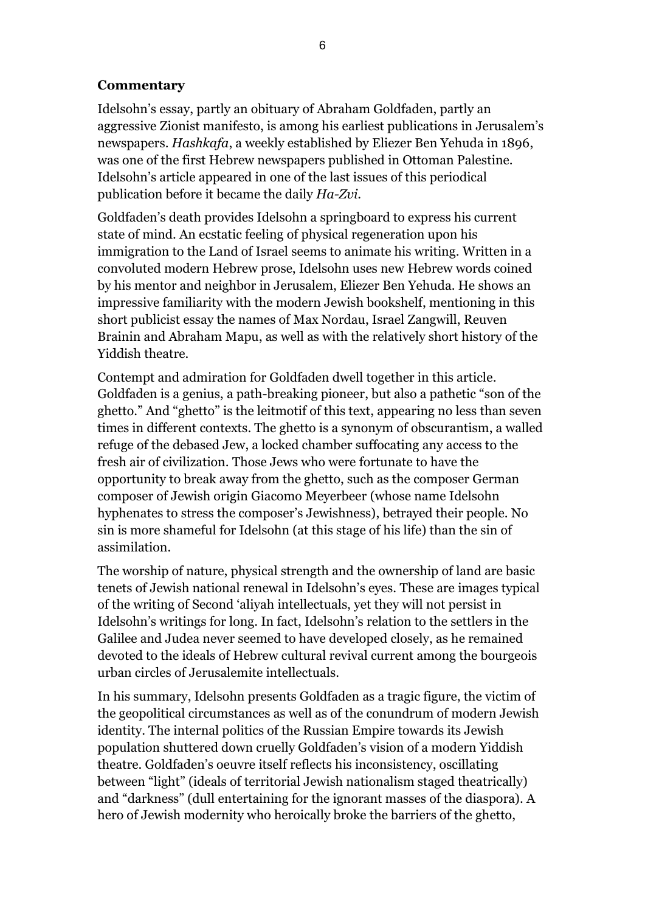**Commentary**

Idelsohn's essay, partly an obituary of Abraham Goldfaden, partly an aggressive Zionist manifesto, is among his earliest publications in Jerusalem's newspapers. *Hashkafa*, a weekly established by Eliezer Ben Yehuda in 1896, was one of the first Hebrew newspapers published in Ottoman Palestine. Idelsohn's article appeared in one of the last issues of this periodical publication before it became the daily *Ha-Zvi*.

Goldfaden's death provides Idelsohn a springboard to express his current state of mind. An ecstatic feeling of physical regeneration upon his immigration to the Land of Israel seems to animate his writing. Written in a convoluted modern Hebrew prose, Idelsohn uses new Hebrew words coined by his mentor and neighbor in Jerusalem, Eliezer Ben Yehuda. He shows an impressive familiarity with the modern Jewish bookshelf, mentioning in this short publicist essay the names of Max Nordau, Israel Zangwill, Reuven Brainin and Abraham Mapu, as well as with the relatively short history of the Yiddish theatre.

Contempt and admiration for Goldfaden dwell together in this article. Goldfaden is a genius, a path-breaking pioneer, but also a pathetic "son of the ghetto." And "ghetto" is the leitmotif of this text, appearing no less than seven times in different contexts. The ghetto is a synonym of obscurantism, a walled refuge of the debased Jew, a locked chamber suffocating any access to the fresh air of civilization. Those Jews who were fortunate to have the opportunity to break away from the ghetto, such as the composer German composer of Jewish origin Giacomo Meyerbeer (whose name Idelsohn hyphenates to stress the composer's Jewishness), betrayed their people. No sin is more shameful for Idelsohn (at this stage of his life) than the sin of assimilation.

The worship of nature, physical strength and the ownership of land are basic tenets of Jewish national renewal in Idelsohn's eyes. These are images typical of the writing of Second 'aliyah intellectuals, yet they will not persist in Idelsohn's writings for long. In fact, Idelsohn's relation to the settlers in the Galilee and Judea never seemed to have developed closely, as he remained devoted to the ideals of Hebrew cultural revival current among the bourgeois urban circles of Jerusalemite intellectuals.

In his summary, Idelsohn presents Goldfaden as a tragic figure, the victim of the geopolitical circumstances as well as of the conundrum of modern Jewish identity. The internal politics of the Russian Empire towards its Jewish population shuttered down cruelly Goldfaden's vision of a modern Yiddish theatre. Goldfaden's oeuvre itself reflects his inconsistency, oscillating between "light" (ideals of territorial Jewish nationalism staged theatrically) and "darkness" (dull entertaining for the ignorant masses of the diaspora). A hero of Jewish modernity who heroically broke the barriers of the ghetto,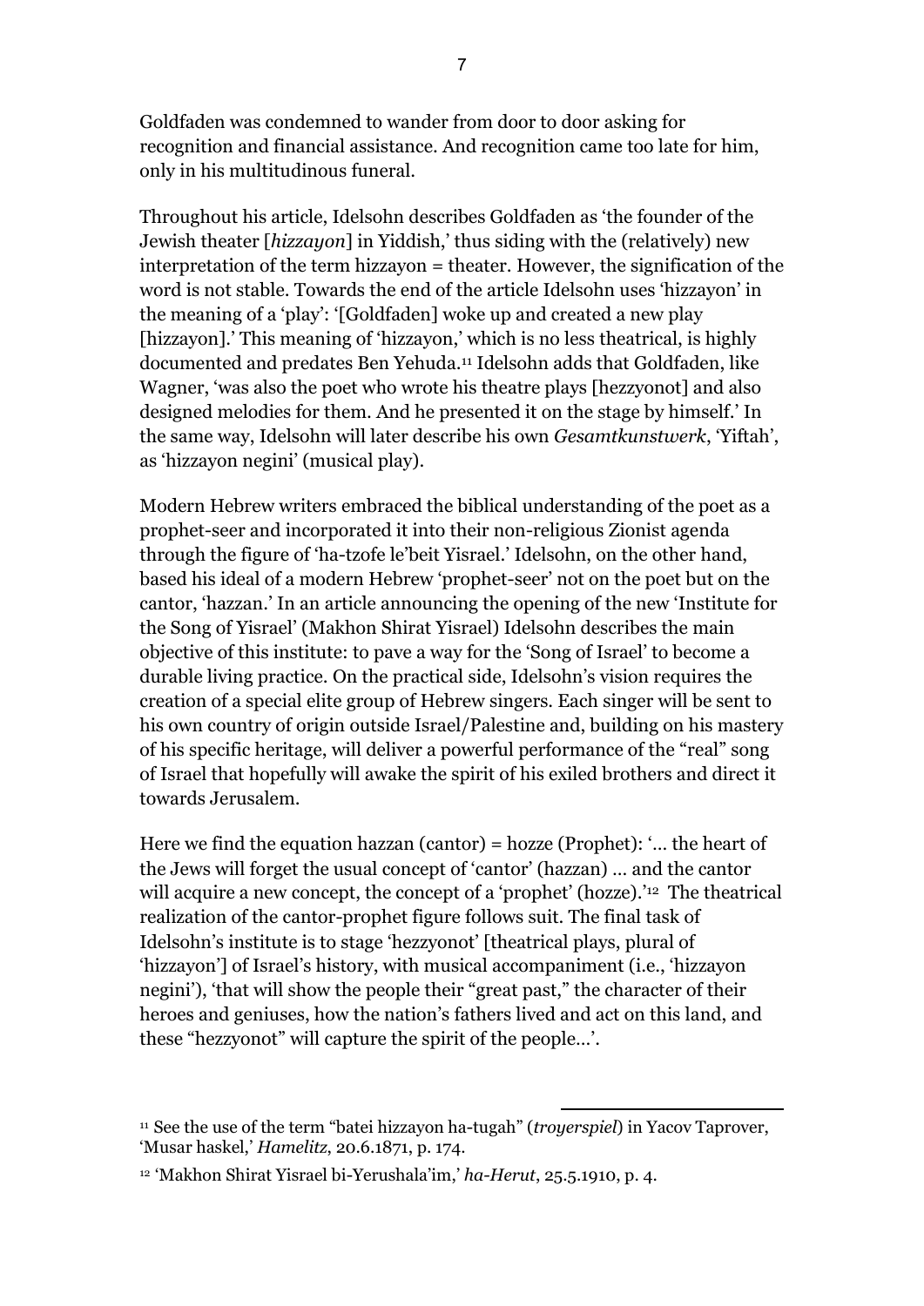Goldfaden was condemned to wander from door to door asking for recognition and financial assistance. And recognition came too late for him, only in his multitudinous funeral.

Throughout his article, Idelsohn describes Goldfaden as 'the founder of the Jewish theater [*hizzayon*] in Yiddish,' thus siding with the (relatively) new interpretation of the term hizzayon = theater. However, the signification of the word is not stable. Towards the end of the article Idelsohn uses 'hizzayon' in the meaning of a 'play': '[Goldfaden] woke up and created a new play [hizzayon].' This meaning of 'hizzayon,' which is no less theatrical, is highly documented and predates Ben Yehuda.[11] Idelsohn adds that Goldfaden, like Wagner, 'was also the poet who wrote his theatre plays [hezzyonot] and also designed melodies for them. And he presented it on the stage by himself.' In the same way, Idelsohn will later describe his own *Gesamtkunstwerk*, 'Yiftah', as 'hizzayon negini' (musical play).

Modern Hebrew writers embraced the biblical understanding of the poet as a prophet-seer and incorporated it into their non-religious Zionist agenda through the figure of 'ha-tzofe le'beit Yisrael.' Idelsohn, on the other hand, based his ideal of a modern Hebrew 'prophet-seer' not on the poet but on the cantor, 'hazzan.' In an article announcing the opening of the new 'Institute for the Song of Yisrael' (Makhon Shirat Yisrael) Idelsohn describes the main objective of this institute: to pave a way for the 'Song of Israel' to become a durable living practice. On the practical side, Idelsohn's vision requires the creation of a special elite group of Hebrew singers. Each singer will be sent to his own country of origin outside Israel/Palestine and, building on his mastery of his specific heritage, will deliver a powerful performance of the "real" song of Israel that hopefully will awake the spirit of his exiled brothers and direct it towards Jerusalem.

Here we find the equation hazzan (cantor) = hozze (Prophet): '… the heart of the Jews will forget the usual concept of 'cantor' (hazzan) … and the cantor will acquire a new concept, the concept of a 'prophet' (hozze).'[12] The theatrical realization of the cantor-prophet figure follows suit. The final task of Idelsohn's institute is to stage 'hezzyonot' [theatrical plays, plural of 'hizzayon'] of Israel's history, with musical accompaniment (i.e., 'hizzayon negini'), 'that will show the people their "great past," the character of their heroes and geniuses, how the nation's fathers lived and act on this land, and these "hezzyonot" will capture the spirit of the people…'.

---

[11] See the use of the term "batei hizzayon ha-tugah" (*troyerspiel*) in Yacov Taprover, 'Musar haskel,' *Hamelitz*, 20.6.1871, p. 174.

[12] 'Makhon Shirat Yisrael bi-Yerushala'im,' *ha-Herut*, 25.5.1910, p. 4.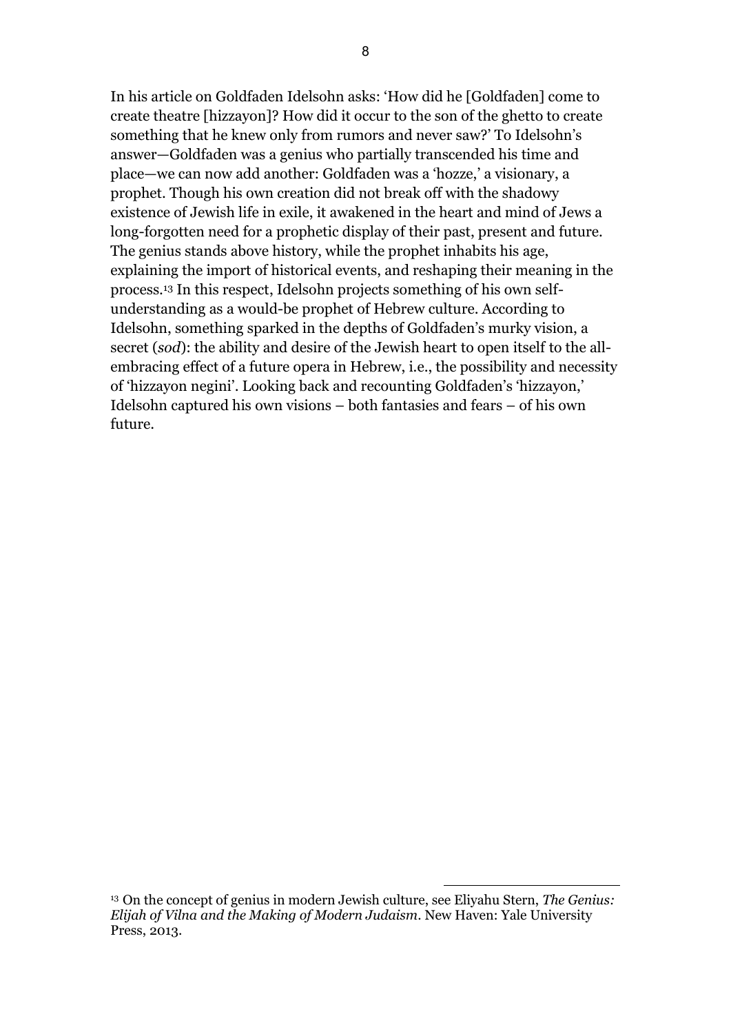In his article on Goldfaden Idelsohn asks: 'How did he [Goldfaden] come to create theatre [hizzayon]? How did it occur to the son of the ghetto to create something that he knew only from rumors and never saw?' To Idelsohn's answer—Goldfaden was a genius who partially transcended his time and place—we can now add another: Goldfaden was a 'hozze,' a visionary, a prophet. Though his own creation did not break off with the shadowy existence of Jewish life in exile, it awakened in the heart and mind of Jews a long-forgotten need for a prophetic display of their past, present and future. The genius stands above history, while the prophet inhabits his age, explaining the import of historical events, and reshaping their meaning in the process.[13] In this respect, Idelsohn projects something of his own self-understanding as a would-be prophet of Hebrew culture. According to Idelsohn, something sparked in the depths of Goldfaden's murky vision, a secret (*sod*): the ability and desire of the Jewish heart to open itself to the all-embracing effect of a future opera in Hebrew, i.e., the possibility and necessity of 'hizzayon negini'. Looking back and recounting Goldfaden's 'hizzayon,' Idelsohn captured his own visions – both fantasies and fears – of his own future.

---

[13] On the concept of genius in modern Jewish culture, see Eliyahu Stern, *The Genius: Elijah of Vilna and the Making of Modern Judaism*. New Haven: Yale University Press, 2013.